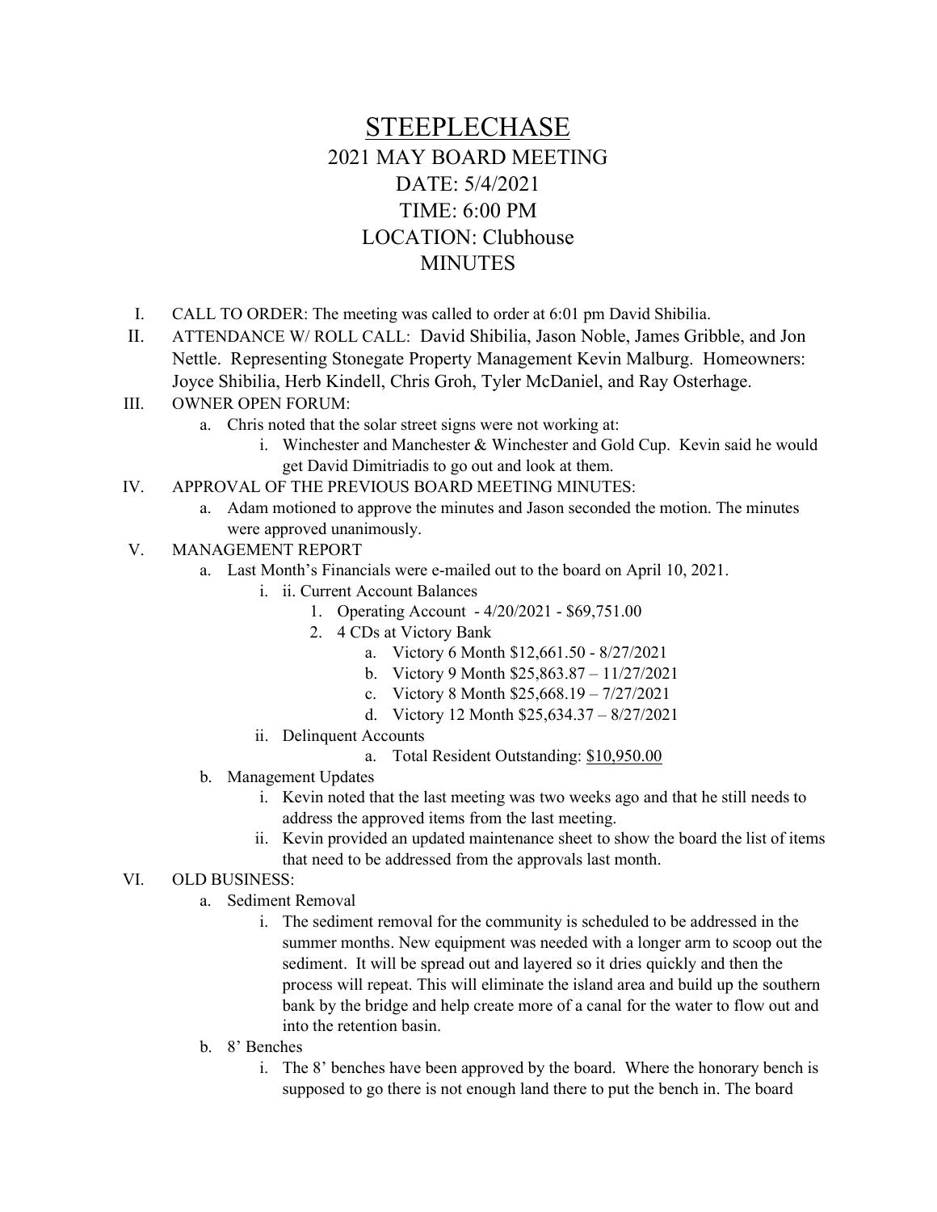# STEEPLECHASE

## 2021 MAY BOARD MEETING
## DATE: 5/4/2021
## TIME: 6:00 PM
## LOCATION: Clubhouse
## MINUTES

I. CALL TO ORDER: The meeting was called to order at 6:01 pm David Shibilia.

II. ATTENDANCE W/ ROLL CALL: David Shibilia, Jason Noble, James Gribble, and Jon Nettle. Representing Stonegate Property Management Kevin Malburg. Homeowners: Joyce Shibilia, Herb Kindell, Chris Groh, Tyler McDaniel, and Ray Osterhage.

III. OWNER OPEN FORUM:
   a. Chris noted that the solar street signs were not working at:
      i. Winchester and Manchester & Winchester and Gold Cup. Kevin said he would get David Dimitriadis to go out and look at them.

IV. APPROVAL OF THE PREVIOUS BOARD MEETING MINUTES:
   a. Adam motioned to approve the minutes and Jason seconded the motion. The minutes were approved unanimously.

V. MANAGEMENT REPORT
   a. Last Month's Financials were e-mailed out to the board on April 10, 2021.
      i. ii. Current Account Balances
         1. Operating Account - 4/20/2021 - $69,751.00
         2. 4 CDs at Victory Bank
            a. Victory 6 Month $12,661.50 - 8/27/2021
            b. Victory 9 Month $25,863.87 – 11/27/2021
            c. Victory 8 Month $25,668.19 – 7/27/2021
            d. Victory 12 Month $25,634.37 – 8/27/2021
      ii. Delinquent Accounts
            a. Total Resident Outstanding: <u>$10,950.00</u>
   b. Management Updates
      i. Kevin noted that the last meeting was two weeks ago and that he still needs to address the approved items from the last meeting.
      ii. Kevin provided an updated maintenance sheet to show the board the list of items that need to be addressed from the approvals last month.

VI. OLD BUSINESS:
   a. Sediment Removal
      i. The sediment removal for the community is scheduled to be addressed in the summer months. New equipment was needed with a longer arm to scoop out the sediment. It will be spread out and layered so it dries quickly and then the process will repeat. This will eliminate the island area and build up the southern bank by the bridge and help create more of a canal for the water to flow out and into the retention basin.
   b. 8' Benches
      i. The 8' benches have been approved by the board. Where the honorary bench is supposed to go there is not enough land there to put the bench in. The board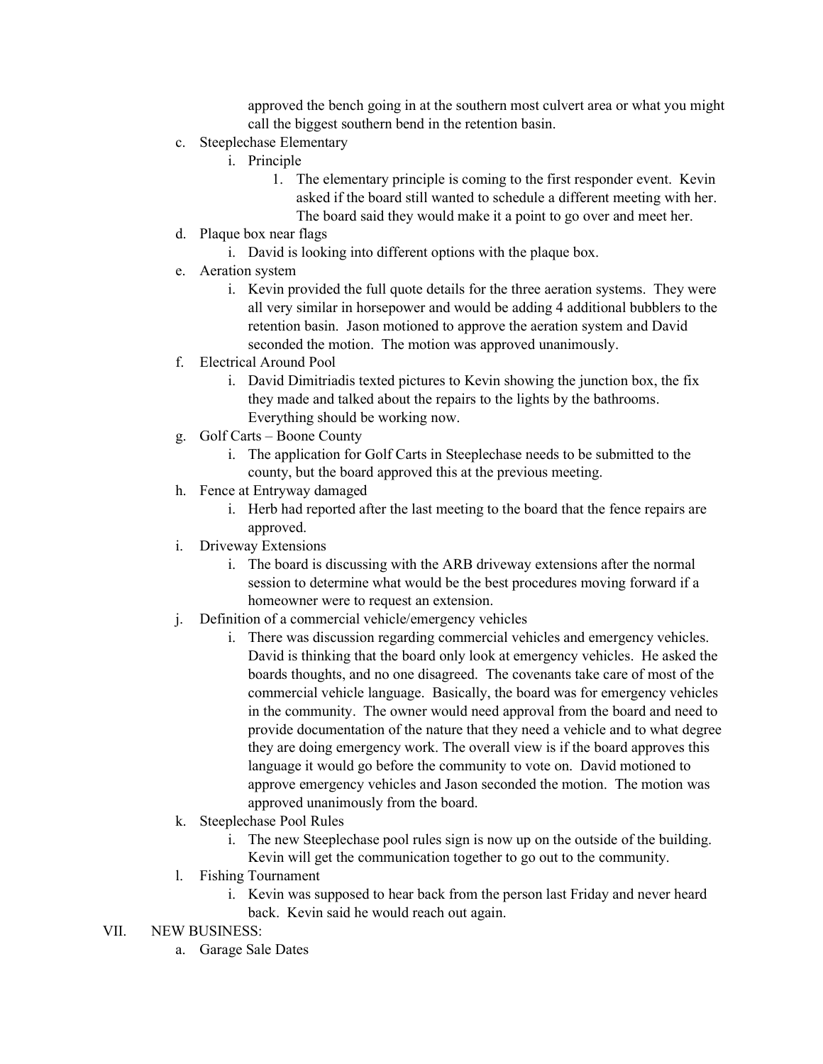approved the bench going in at the southern most culvert area or what you might call the biggest southern bend in the retention basin.

c. Steeplechase Elementary
    i. Principle
        1. The elementary principle is coming to the first responder event. Kevin asked if the board still wanted to schedule a different meeting with her. The board said they would make it a point to go over and meet her.

d. Plaque box near flags
    i. David is looking into different options with the plaque box.

e. Aeration system
    i. Kevin provided the full quote details for the three aeration systems. They were all very similar in horsepower and would be adding 4 additional bubblers to the retention basin. Jason motioned to approve the aeration system and David seconded the motion. The motion was approved unanimously.

f. Electrical Around Pool
    i. David Dimitriadis texted pictures to Kevin showing the junction box, the fix they made and talked about the repairs to the lights by the bathrooms. Everything should be working now.

g. Golf Carts – Boone County
    i. The application for Golf Carts in Steeplechase needs to be submitted to the county, but the board approved this at the previous meeting.

h. Fence at Entryway damaged
    i. Herb had reported after the last meeting to the board that the fence repairs are approved.

i. Driveway Extensions
    i. The board is discussing with the ARB driveway extensions after the normal session to determine what would be the best procedures moving forward if a homeowner were to request an extension.

j. Definition of a commercial vehicle/emergency vehicles
    i. There was discussion regarding commercial vehicles and emergency vehicles. David is thinking that the board only look at emergency vehicles. He asked the boards thoughts, and no one disagreed. The covenants take care of most of the commercial vehicle language. Basically, the board was for emergency vehicles in the community. The owner would need approval from the board and need to provide documentation of the nature that they need a vehicle and to what degree they are doing emergency work. The overall view is if the board approves this language it would go before the community to vote on. David motioned to approve emergency vehicles and Jason seconded the motion. The motion was approved unanimously from the board.

k. Steeplechase Pool Rules
    i. The new Steeplechase pool rules sign is now up on the outside of the building. Kevin will get the communication together to go out to the community.

l. Fishing Tournament
    i. Kevin was supposed to hear back from the person last Friday and never heard back. Kevin said he would reach out again.

VII. NEW BUSINESS:

a. Garage Sale Dates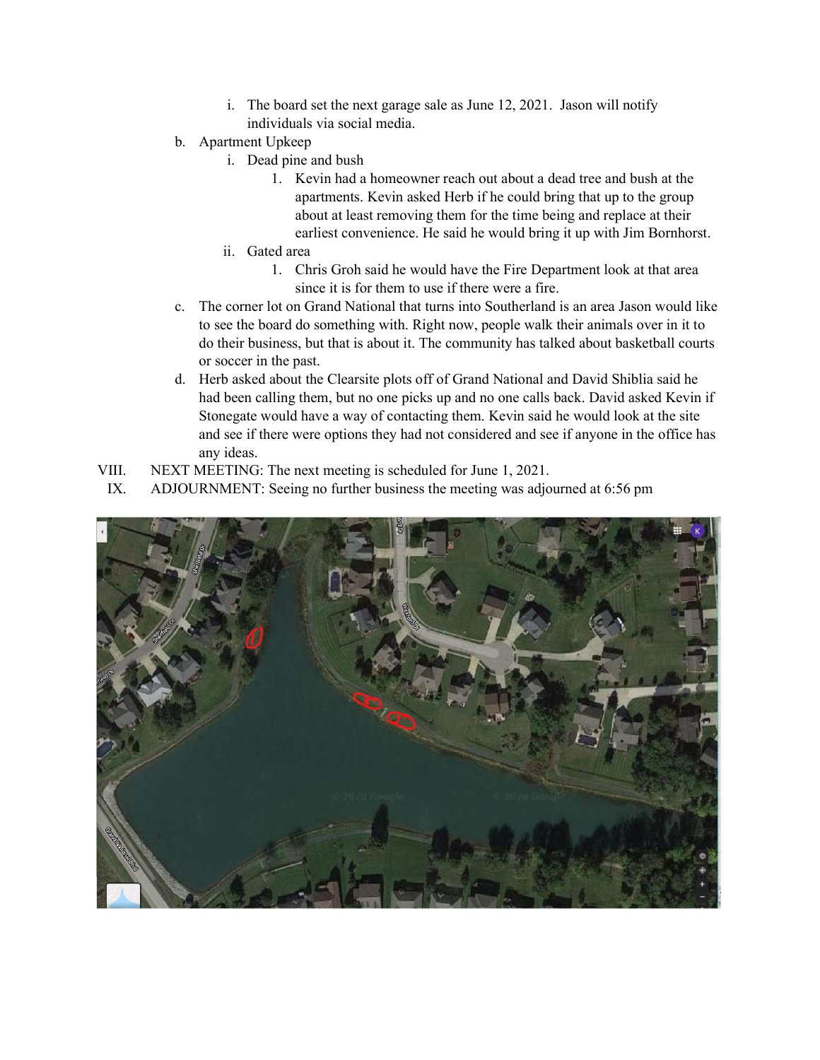i. The board set the next garage sale as June 12, 2021. Jason will notify individuals via social media.

b. Apartment Upkeep
   i. Dead pine and bush
      1. Kevin had a homeowner reach out about a dead tree and bush at the apartments. Kevin asked Herb if he could bring that up to the group about at least removing them for the time being and replace at their earliest convenience. He said he would bring it up with Jim Bornhorst.
   ii. Gated area
      1. Chris Groh said he would have the Fire Department look at that area since it is for them to use if there were a fire.

c. The corner lot on Grand National that turns into Southerland is an area Jason would like to see the board do something with. Right now, people walk their animals over in it to do their business, but that is about it. The community has talked about basketball courts or soccer in the past.

d. Herb asked about the Clearsite plots off of Grand National and David Shiblia said he had been calling them, but no one picks up and no one calls back. David asked Kevin if Stonegate would have a way of contacting them. Kevin said he would look at the site and see if there were options they had not considered and see if anyone in the office has any ideas.

VIII. NEXT MEETING: The next meeting is scheduled for June 1, 2021.

IX. ADJOURNMENT: Seeing no further business the meeting was adjourned at 6:56 pm